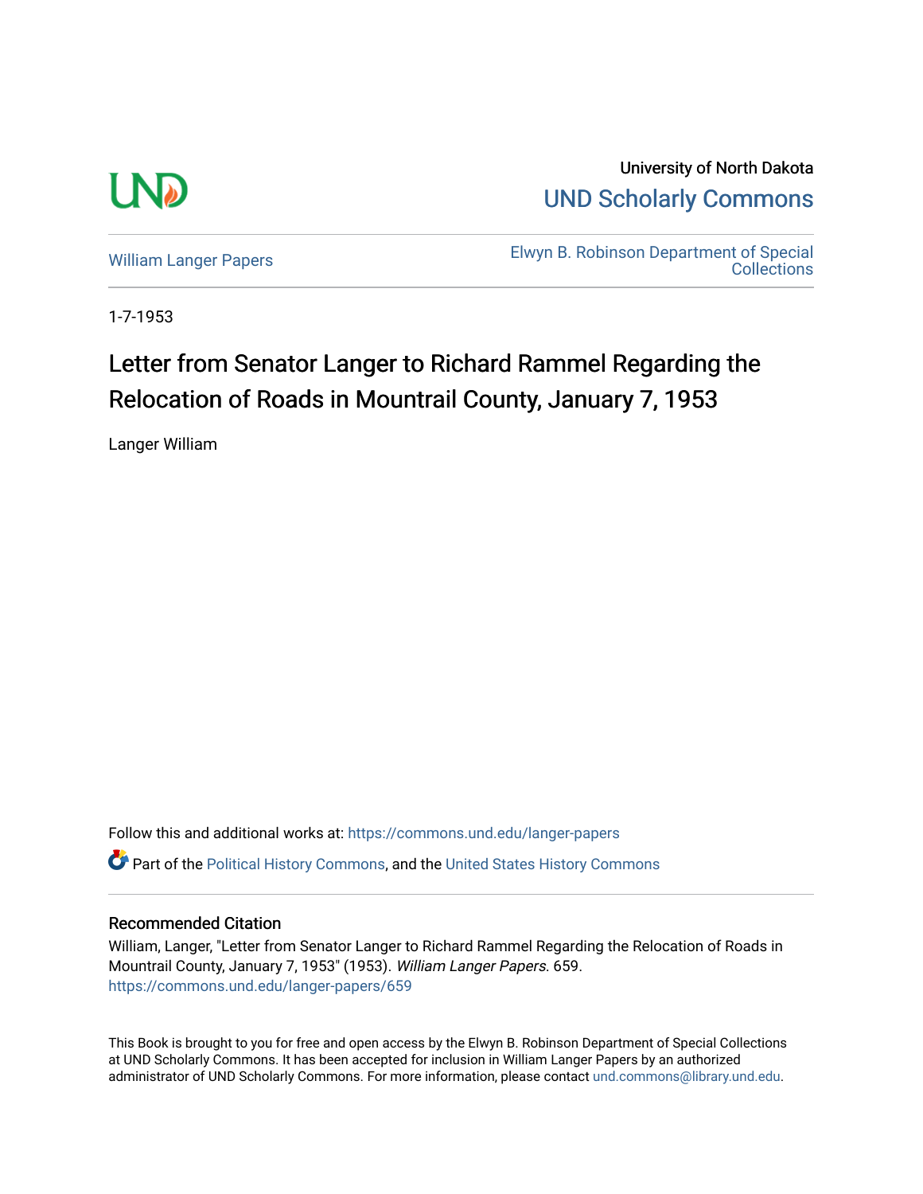University of North Dakota

UND Scholarly Commons

William Langer Papers

Elwyn B. Robinson Department of Special Collections

1-7-1953

# Letter from Senator Langer to Richard Rammel Regarding the Relocation of Roads in Mountrail County, January 7, 1953

Langer William

Follow this and additional works at: https://commons.und.edu/langer-papers

Part of the Political History Commons, and the United States History Commons

## Recommended Citation

William, Langer, "Letter from Senator Langer to Richard Rammel Regarding the Relocation of Roads in Mountrail County, January 7, 1953" (1953). *William Langer Papers*. 659.
https://commons.und.edu/langer-papers/659

This Book is brought to you for free and open access by the Elwyn B. Robinson Department of Special Collections at UND Scholarly Commons. It has been accepted for inclusion in William Langer Papers by an authorized administrator of UND Scholarly Commons. For more information, please contact und.commons@library.und.edu.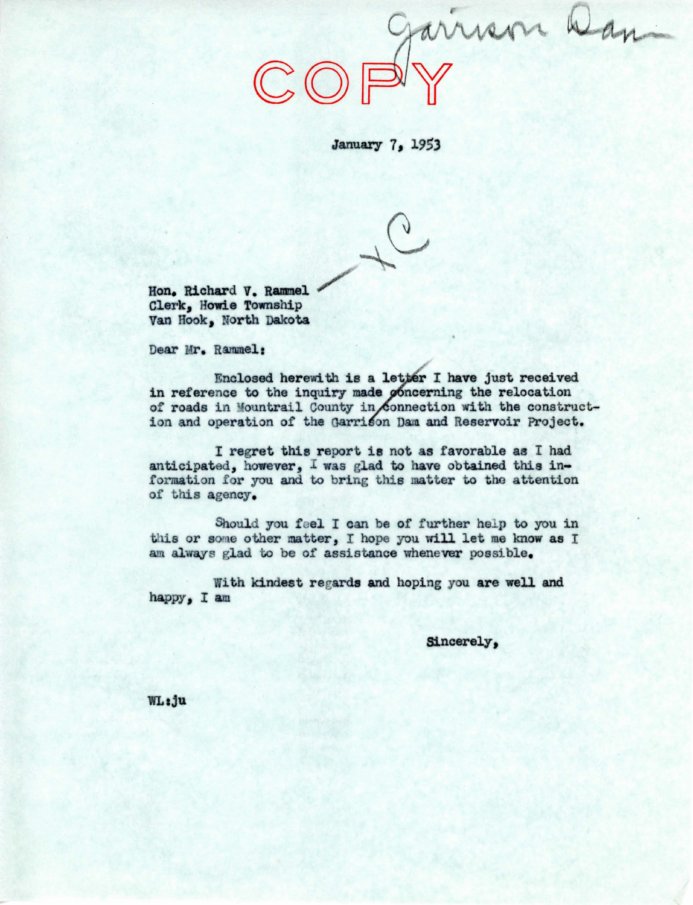Garrison Dam

COPY

January 7, 1953

Hon. Richard V. Rammel
Clerk, Howie Township
Van Hook, North Dakota

Dear Mr. Rammel:

Enclosed herewith is a letter I have just received in reference to the inquiry made concerning the relocation of roads in Mountrail County in connection with the construction and operation of the Garrison Dam and Reservoir Project.

I regret this report is not as favorable as I had anticipated, however, I was glad to have obtained this information for you and to bring this matter to the attention of this agency.

Should you feel I can be of further help to you in this or some other matter, I hope you will let me know as I am always glad to be of assistance whenever possible.

With kindest regards and hoping you are well and happy, I am

Sincerely,

WL:ju